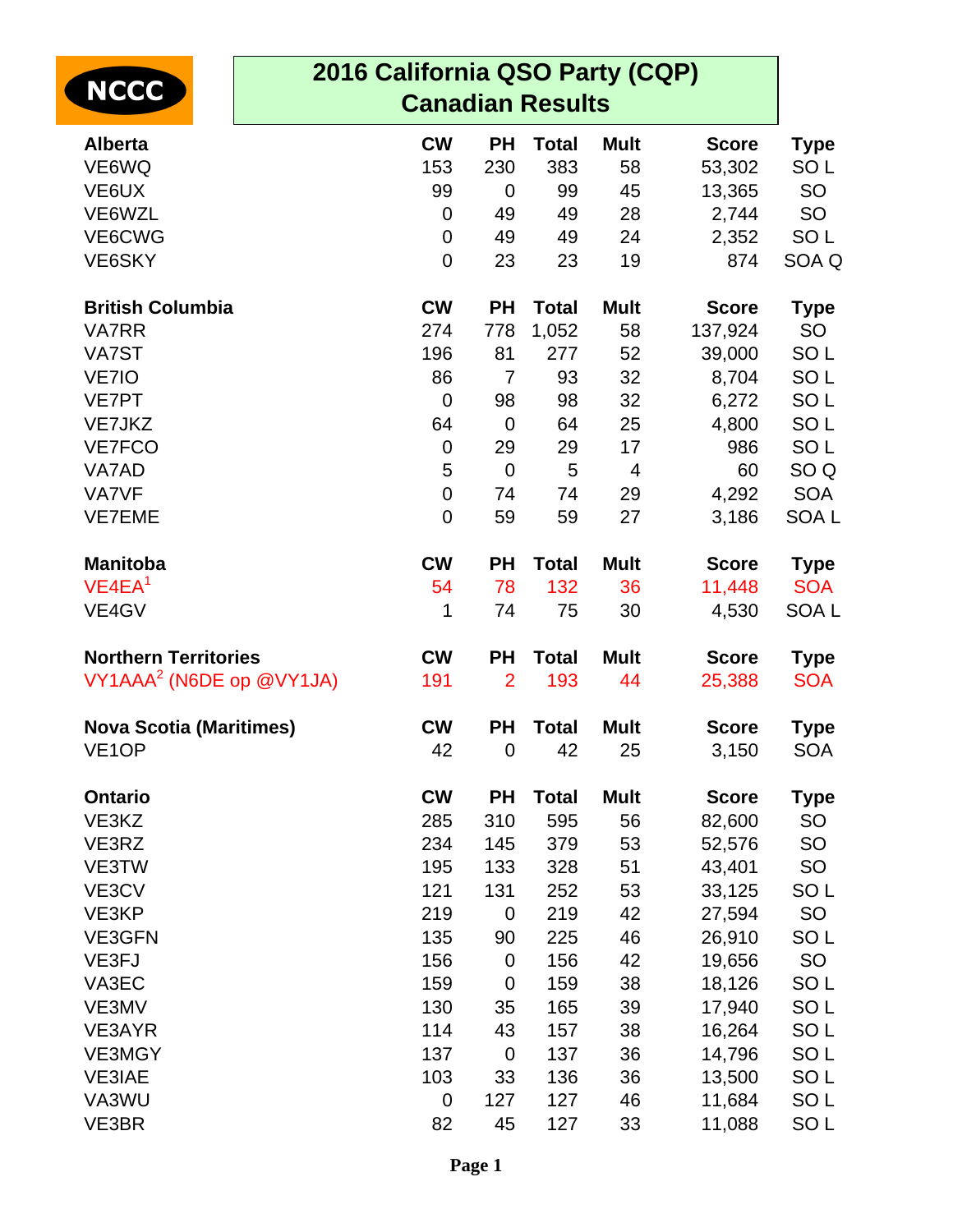NCCC

# 2016 California QSO Party (CQP)
## Canadian Results

| Alberta | CW | PH | Total | Mult | Score | Type |
|---|---|---|---|---|---|---|
| VE6WQ | 153 | 230 | 383 | 58 | 53,302 | SO L |
| VE6UX | 99 | 0 | 99 | 45 | 13,365 | SO |
| VE6WZL | 0 | 49 | 49 | 28 | 2,744 | SO |
| VE6CWG | 0 | 49 | 49 | 24 | 2,352 | SO L |
| VE6SKY | 0 | 23 | 23 | 19 | 874 | SOA Q |

| British Columbia | CW | PH | Total | Mult | Score | Type |
|---|---|---|---|---|---|---|
| VA7RR | 274 | 778 | 1,052 | 58 | 137,924 | SO |
| VA7ST | 196 | 81 | 277 | 52 | 39,000 | SO L |
| VE7IO | 86 | 7 | 93 | 32 | 8,704 | SO L |
| VE7PT | 0 | 98 | 98 | 32 | 6,272 | SO L |
| VE7JKZ | 64 | 0 | 64 | 25 | 4,800 | SO L |
| VE7FCO | 0 | 29 | 29 | 17 | 986 | SO L |
| VA7AD | 5 | 0 | 5 | 4 | 60 | SO Q |
| VA7VF | 0 | 74 | 74 | 29 | 4,292 | SOA |
| VE7EME | 0 | 59 | 59 | 27 | 3,186 | SOA L |

| Manitoba | CW | PH | Total | Mult | Score | Type |
|---|---|---|---|---|---|---|
| VE4EA[1] | 54 | 78 | 132 | 36 | 11,448 | SOA |
| VE4GV | 1 | 74 | 75 | 30 | 4,530 | SOA L |

| Northern Territories | CW | PH | Total | Mult | Score | Type |
|---|---|---|---|---|---|---|
| VY1AAA[2] (N6DE op @VY1JA) | 191 | 2 | 193 | 44 | 25,388 | SOA |

| Nova Scotia (Maritimes) | CW | PH | Total | Mult | Score | Type |
|---|---|---|---|---|---|---|
| VE1OP | 42 | 0 | 42 | 25 | 3,150 | SOA |

| Ontario | CW | PH | Total | Mult | Score | Type |
|---|---|---|---|---|---|---|
| VE3KZ | 285 | 310 | 595 | 56 | 82,600 | SO |
| VE3RZ | 234 | 145 | 379 | 53 | 52,576 | SO |
| VE3TW | 195 | 133 | 328 | 51 | 43,401 | SO |
| VE3CV | 121 | 131 | 252 | 53 | 33,125 | SO L |
| VE3KP | 219 | 0 | 219 | 42 | 27,594 | SO |
| VE3GFN | 135 | 90 | 225 | 46 | 26,910 | SO L |
| VE3FJ | 156 | 0 | 156 | 42 | 19,656 | SO |
| VA3EC | 159 | 0 | 159 | 38 | 18,126 | SO L |
| VE3MV | 130 | 35 | 165 | 39 | 17,940 | SO L |
| VE3AYR | 114 | 43 | 157 | 38 | 16,264 | SO L |
| VE3MGY | 137 | 0 | 137 | 36 | 14,796 | SO L |
| VE3IAE | 103 | 33 | 136 | 36 | 13,500 | SO L |
| VA3WU | 0 | 127 | 127 | 46 | 11,684 | SO L |
| VE3BR | 82 | 45 | 127 | 33 | 11,088 | SO L |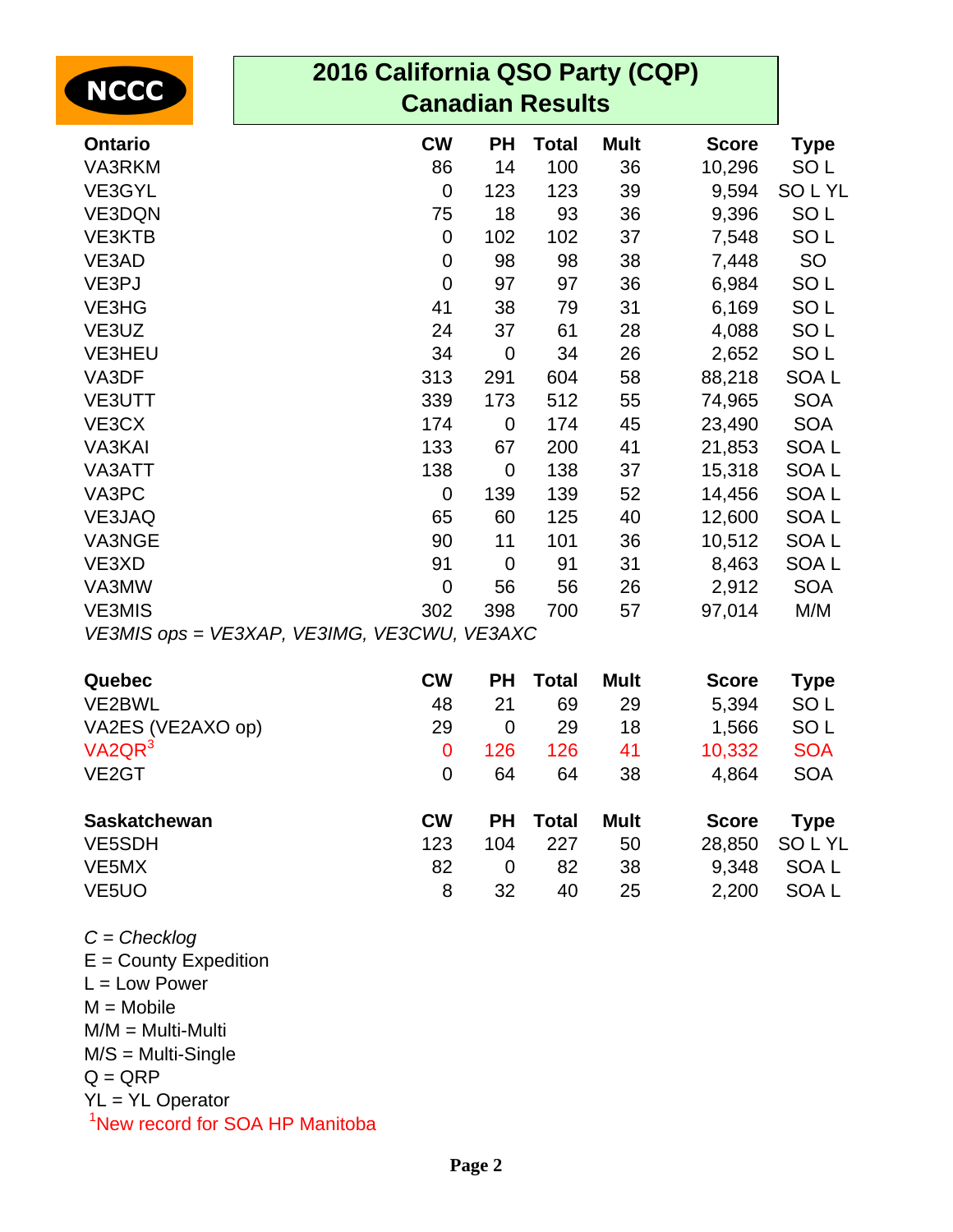NCCC

# 2016 California QSO Party (CQP) Canadian Results

| Ontario | CW | PH | Total | Mult | Score | Type |
|---|---|---|---|---|---|---|
| VA3RKM | 86 | 14 | 100 | 36 | 10,296 | SO L |
| VE3GYL | 0 | 123 | 123 | 39 | 9,594 | SO L YL |
| VE3DQN | 75 | 18 | 93 | 36 | 9,396 | SO L |
| VE3KTB | 0 | 102 | 102 | 37 | 7,548 | SO L |
| VE3AD | 0 | 98 | 98 | 38 | 7,448 | SO |
| VE3PJ | 0 | 97 | 97 | 36 | 6,984 | SO L |
| VE3HG | 41 | 38 | 79 | 31 | 6,169 | SO L |
| VE3UZ | 24 | 37 | 61 | 28 | 4,088 | SO L |
| VE3HEU | 34 | 0 | 34 | 26 | 2,652 | SO L |
| VA3DF | 313 | 291 | 604 | 58 | 88,218 | SOA L |
| VE3UTT | 339 | 173 | 512 | 55 | 74,965 | SOA |
| VE3CX | 174 | 0 | 174 | 45 | 23,490 | SOA |
| VA3KAI | 133 | 67 | 200 | 41 | 21,853 | SOA L |
| VA3ATT | 138 | 0 | 138 | 37 | 15,318 | SOA L |
| VA3PC | 0 | 139 | 139 | 52 | 14,456 | SOA L |
| VE3JAQ | 65 | 60 | 125 | 40 | 12,600 | SOA L |
| VA3NGE | 90 | 11 | 101 | 36 | 10,512 | SOA L |
| VE3XD | 91 | 0 | 91 | 31 | 8,463 | SOA L |
| VA3MW | 0 | 56 | 56 | 26 | 2,912 | SOA |
| VE3MIS | 302 | 398 | 700 | 57 | 97,014 | M/M |

*VE3MIS ops = VE3XAP, VE3IMG, VE3CWU, VE3AXC*

| Quebec | CW | PH | Total | Mult | Score | Type |
|---|---|---|---|---|---|---|
| VE2BWL | 48 | 21 | 69 | 29 | 5,394 | SO L |
| VA2ES (VE2AXO op) | 29 | 0 | 29 | 18 | 1,566 | SO L |
| VA2QR[3] | 0 | 126 | 126 | 41 | 10,332 | SOA |
| VE2GT | 0 | 64 | 64 | 38 | 4,864 | SOA |

| Saskatchewan | CW | PH | Total | Mult | Score | Type |
|---|---|---|---|---|---|---|
| VE5SDH | 123 | 104 | 227 | 50 | 28,850 | SO L YL |
| VE5MX | 82 | 0 | 82 | 38 | 9,348 | SOA L |
| VE5UO | 8 | 32 | 40 | 25 | 2,200 | SOA L |

*C = Checklog*
E = County Expedition
L = Low Power
M = Mobile
M/M = Multi-Multi
M/S = Multi-Single
Q = QRP
YL = YL Operator
[1]New record for SOA HP Manitoba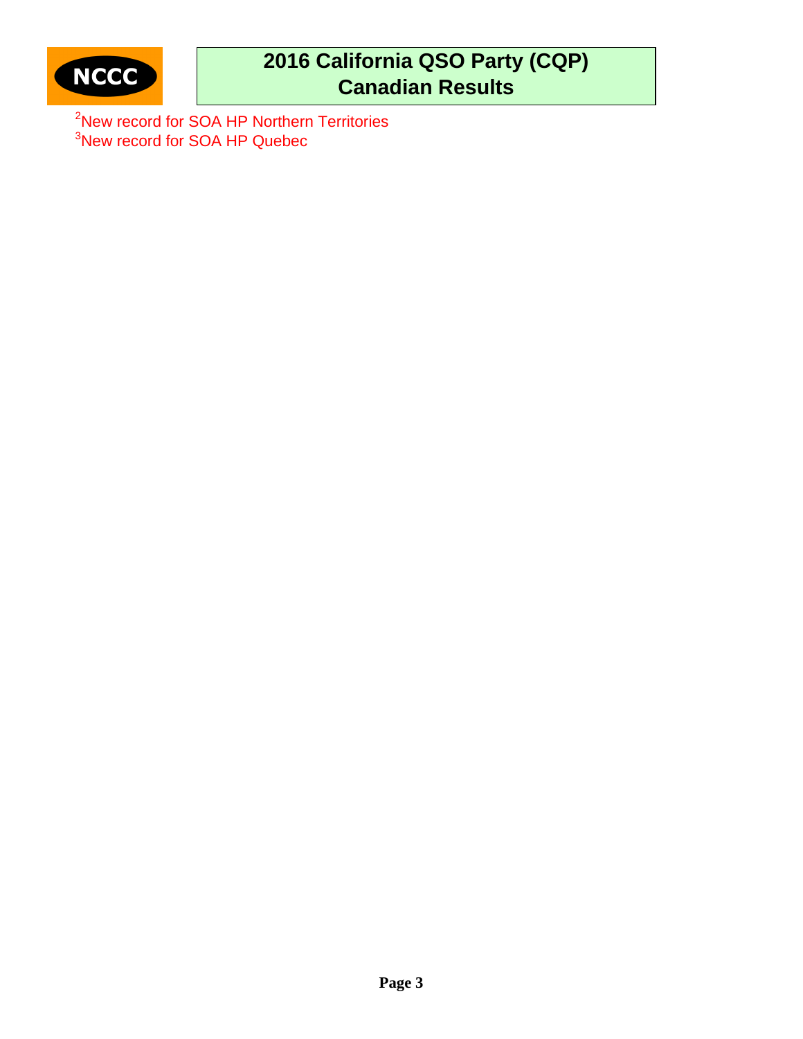# 2016 California QSO Party (CQP)
## Canadian Results

[2]New record for SOA HP Northern Territories

[3]New record for SOA HP Quebec